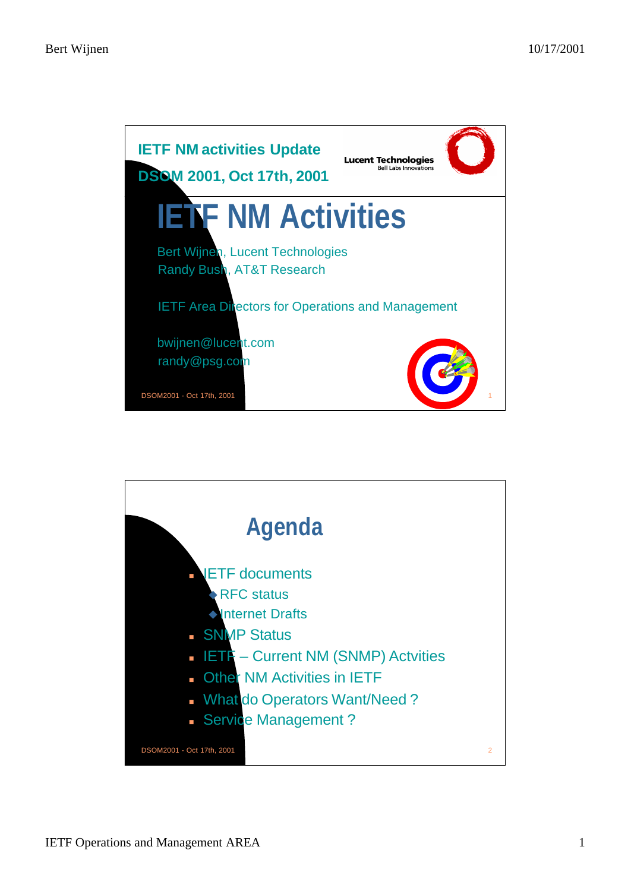**IETF NM activities Update**

**DSOM 2001, Oct 17th, 2001**

Lucent Technologies
Bell Labs Innovations

# IETF NM Activities

Bert Wijnen, Lucent Technologies
Randy Bush, AT&T Research

IETF Area Directors for Operations and Management

bwijnen@lucent.com
randy@psg.com

DSOM2001 - Oct 17th, 2001

## Agenda

- IETF documents
  - RFC status
  - Internet Drafts
- SNMP Status
- IETF – Current NM (SNMP) Actvities
- Other NM Activities in IETF
- What do Operators Want/Need ?
- Service Management ?

DSOM2001 - Oct 17th, 2001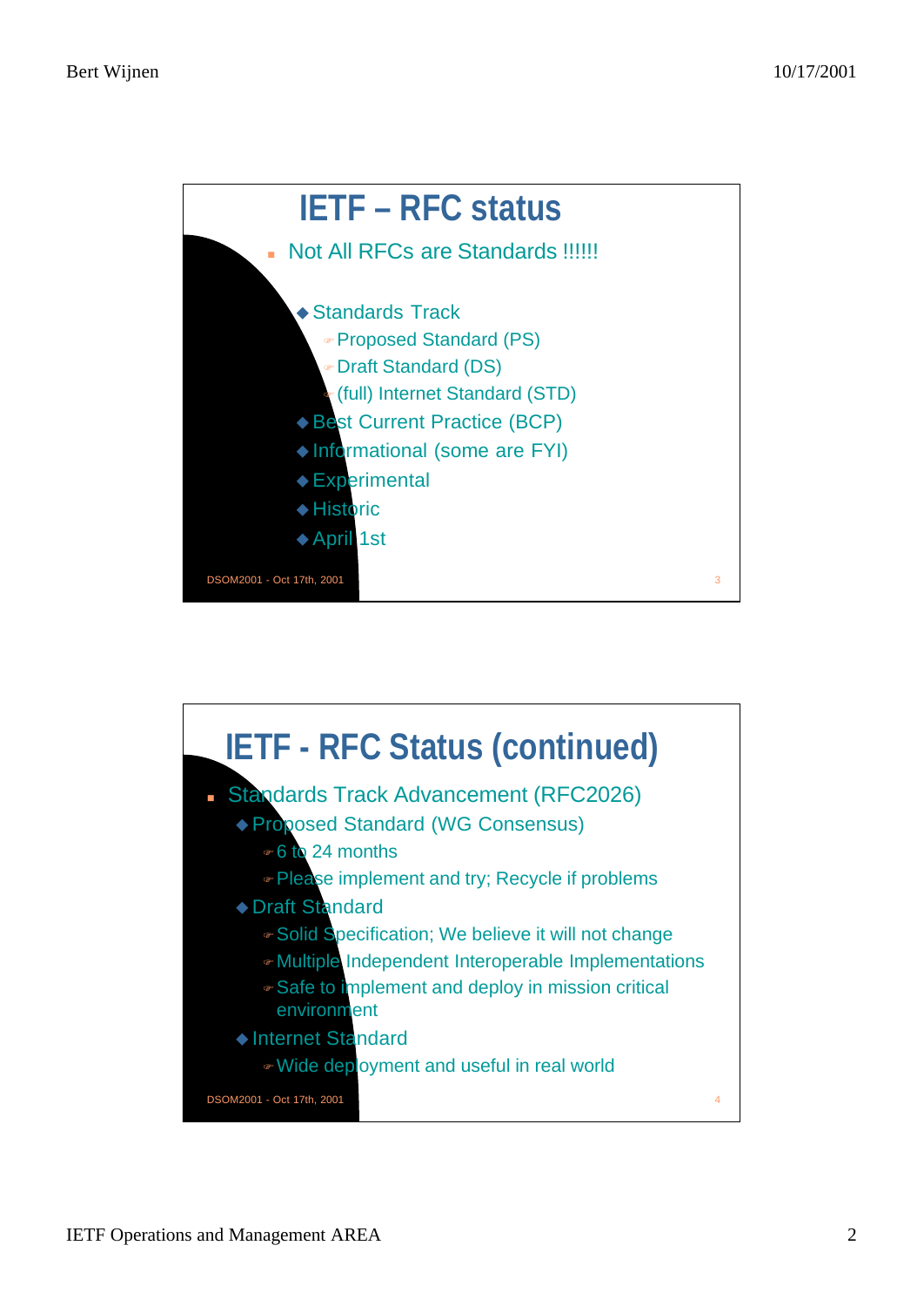## IETF – RFC status

- Not All RFCs are Standards !!!!!!
  - Standards Track
    - Proposed Standard (PS)
    - Draft Standard (DS)
    - (full) Internet Standard (STD)
  - Best Current Practice (BCP)
  - Informational (some are FYI)
  - Experimental
  - Historic
  - April 1st

DSOM2001 - Oct 17th, 2001

## IETF - RFC Status (continued)

- Standards Track Advancement (RFC2026)
  - Proposed Standard (WG Consensus)
    - 6 to 24 months
    - Please implement and try; Recycle if problems
  - Draft Standard
    - Solid Specification; We believe it will not change
    - Multiple Independent Interoperable Implementations
    - Safe to implement and deploy in mission critical environment
  - Internet Standard
    - Wide deployment and useful in real world

DSOM2001 - Oct 17th, 2001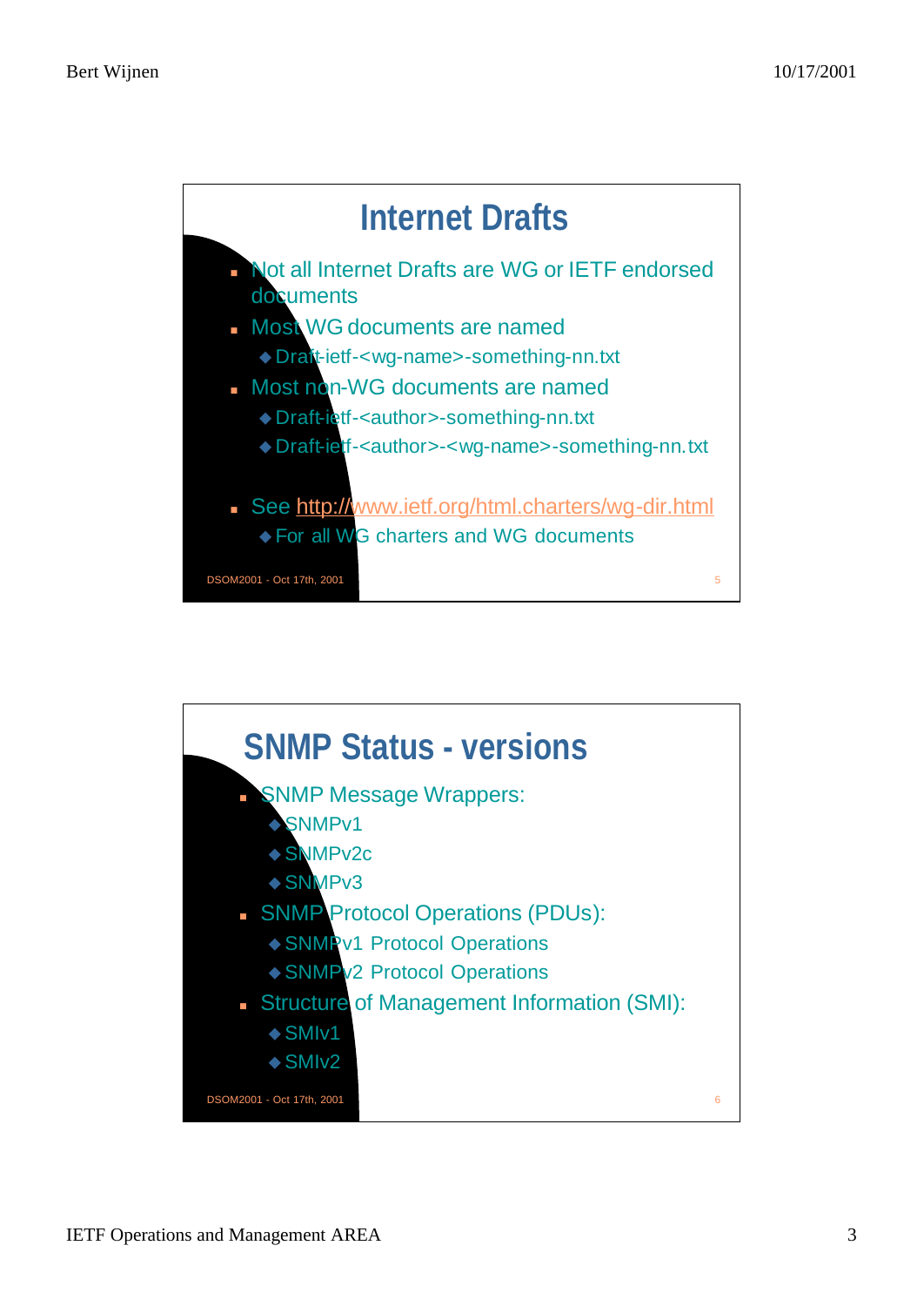## Internet Drafts

- Not all Internet Drafts are WG or IETF endorsed documents
- Most WG documents are named
  - Draft-ietf-<wg-name>-something-nn.txt
- Most non-WG documents are named
  - Draft-ietf-<author>-something-nn.txt
  - Draft-ietf-<author>-<wg-name>-something-nn.txt
- See http://www.ietf.org/html.charters/wg-dir.html
  - For all WG charters and WG documents

DSOM2001 - Oct 17th, 2001

## SNMP Status - versions

- SNMP Message Wrappers:
  - SNMPv1
  - SNMPv2c
  - SNMPv3
- SNMP Protocol Operations (PDUs):
  - SNMPv1 Protocol Operations
  - SNMPv2 Protocol Operations
- Structure of Management Information (SMI):
  - SMIv1
  - SMIv2

DSOM2001 - Oct 17th, 2001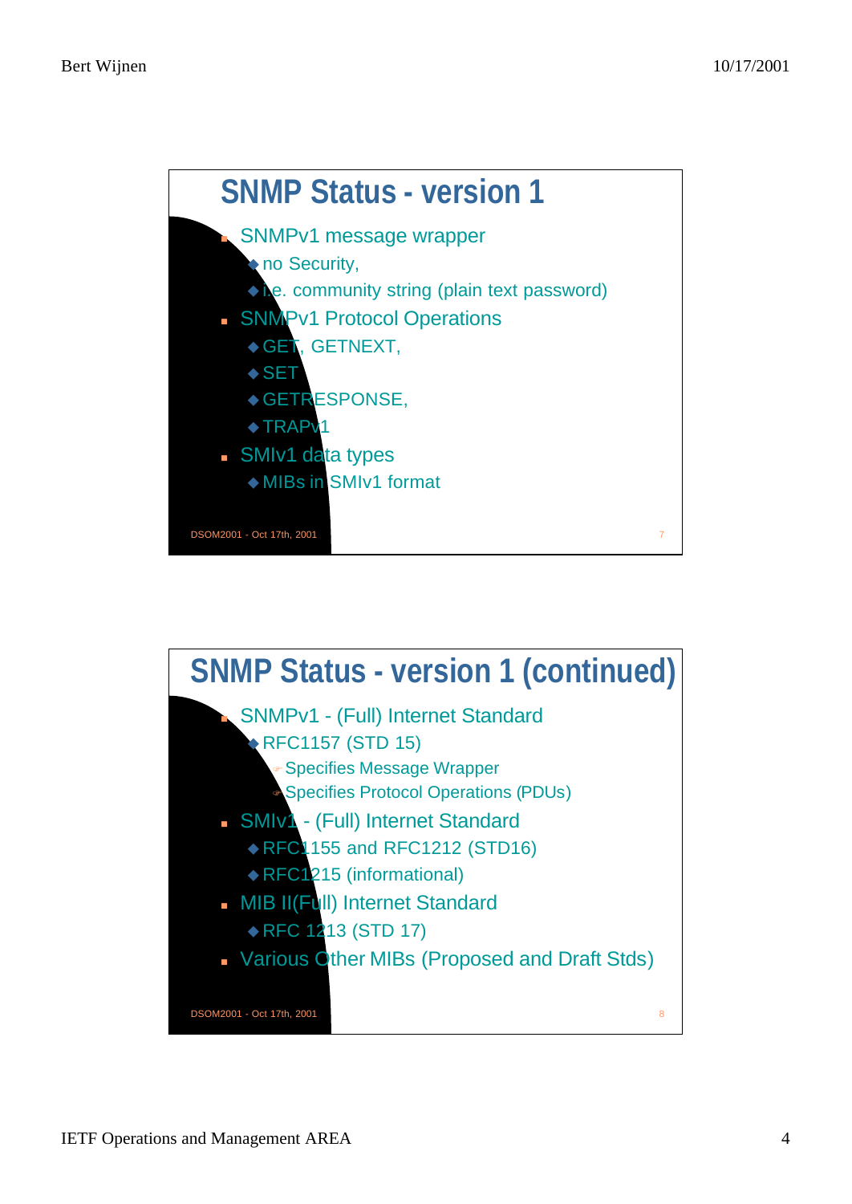## SNMP Status - version 1

- SNMPv1 message wrapper
  - no Security,
  - i.e. community string (plain text password)
- SNMPv1 Protocol Operations
  - GET, GETNEXT,
  - SET
  - GETRESPONSE,
  - TRAPv1
- SMIv1 data types
  - MIBs in SMIv1 format

DSOM2001 - Oct 17th, 2001

## SNMP Status - version 1 (continued)

- SNMPv1 - (Full) Internet Standard
  - RFC1157 (STD 15)
    - Specifies Message Wrapper
    - Specifies Protocol Operations (PDUs)
- SMIv1 - (Full) Internet Standard
  - RFC1155 and RFC1212 (STD16)
  - RFC1215 (informational)
- MIB II(Full) Internet Standard
  - RFC 1213 (STD 17)
- Various Other MIBs (Proposed and Draft Stds)

DSOM2001 - Oct 17th, 2001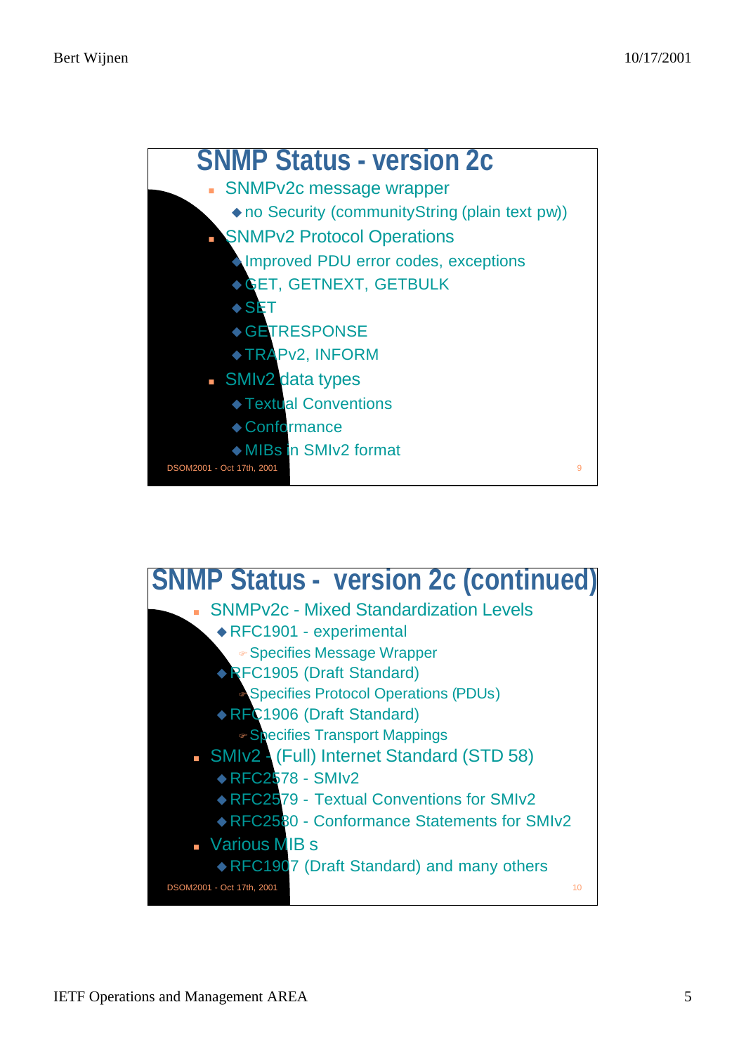## SNMP Status - version 2c

- SNMPv2c message wrapper
  - no Security (communityString (plain text pw))
- SNMPv2 Protocol Operations
  - Improved PDU error codes, exceptions
  - GET, GETNEXT, GETBULK
  - SET
  - GETRESPONSE
  - TRAPv2, INFORM
- SMIv2 data types
  - Textual Conventions
  - Conformance
  - MIBs in SMIv2 format

DSOM2001 - Oct 17th, 2001

## SNMP Status - version 2c (continued)

- SNMPv2c - Mixed Standardization Levels
  - RFC1901 - experimental
    - Specifies Message Wrapper
  - RFC1905 (Draft Standard)
    - Specifies Protocol Operations (PDUs)
  - RFC1906 (Draft Standard)
    - Specifies Transport Mappings
- SMIv2 - (Full) Internet Standard (STD 58)
  - RFC2578 - SMIv2
  - RFC2579 - Textual Conventions for SMIv2
  - RFC2580 - Conformance Statements for SMIv2
- Various MIB s
  - RFC1907 (Draft Standard) and many others

DSOM2001 - Oct 17th, 2001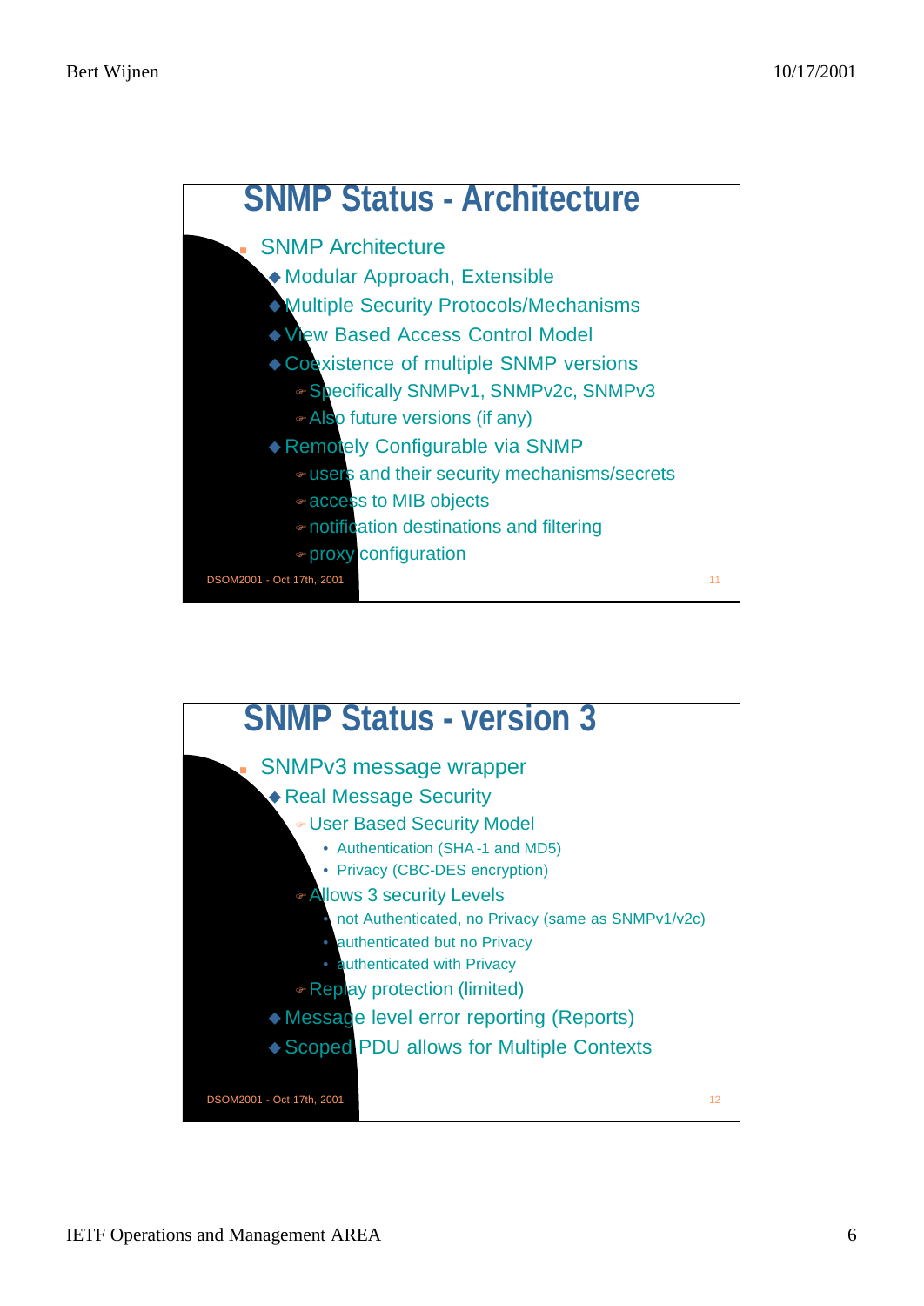## SNMP Status - Architecture

- SNMP Architecture
  - Modular Approach, Extensible
  - Multiple Security Protocols/Mechanisms
  - View Based Access Control Model
  - Coexistence of multiple SNMP versions
    - Specifically SNMPv1, SNMPv2c, SNMPv3
    - Also future versions (if any)
  - Remotely Configurable via SNMP
    - users and their security mechanisms/secrets
    - access to MIB objects
    - notification destinations and filtering
    - proxy configuration

DSOM2001 - Oct 17th, 2001 11

## SNMP Status - version 3

- SNMPv3 message wrapper
  - Real Message Security
    - User Based Security Model
      - Authentication (SHA-1 and MD5)
      - Privacy (CBC-DES encryption)
    - Allows 3 security Levels
      - not Authenticated, no Privacy (same as SNMPv1/v2c)
      - authenticated but no Privacy
      - authenticated with Privacy
    - Replay protection (limited)
  - Message level error reporting (Reports)
  - Scoped PDU allows for Multiple Contexts

DSOM2001 - Oct 17th, 2001 12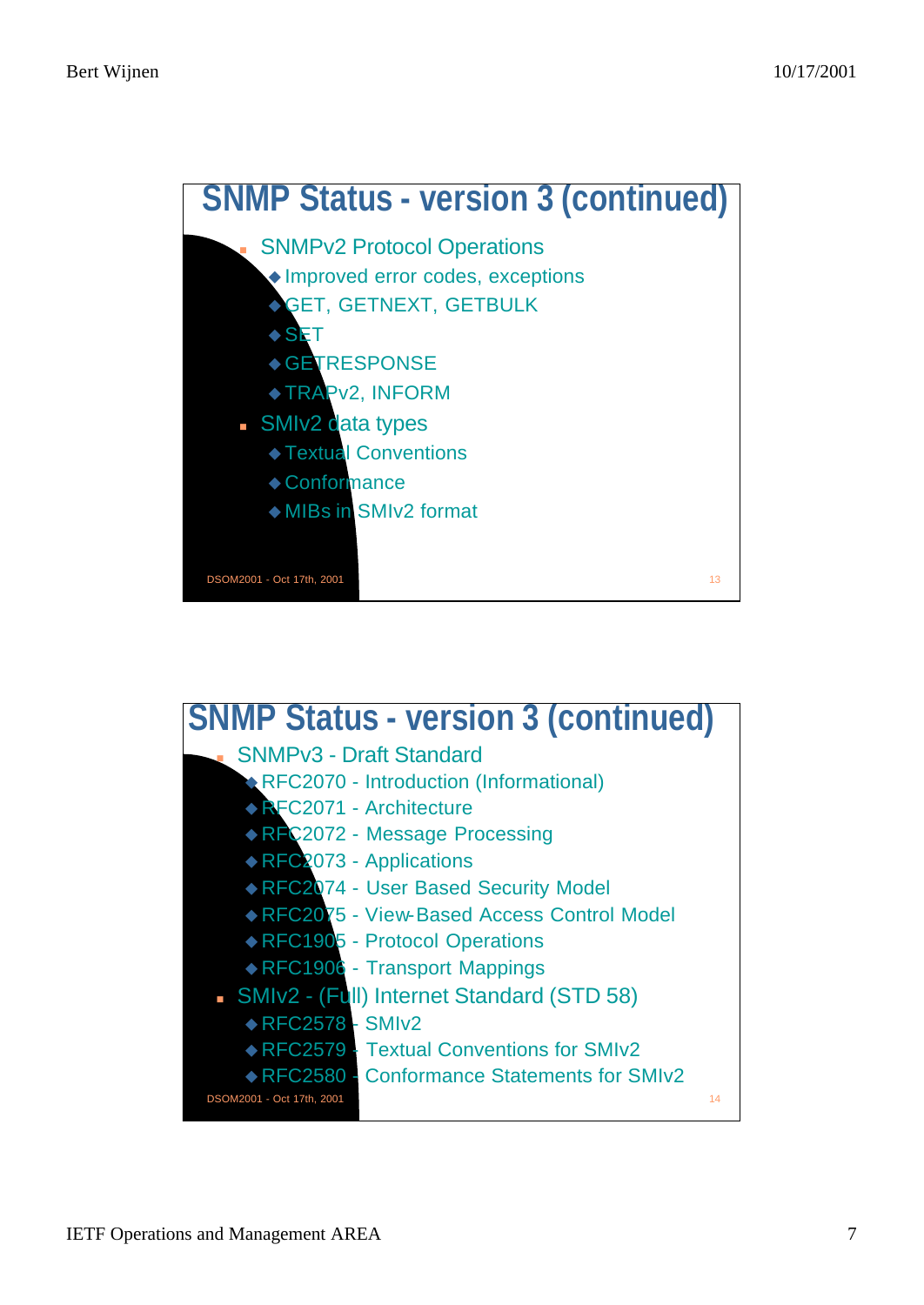## SNMP Status - version 3 (continued)

- SNMPv2 Protocol Operations
  - Improved error codes, exceptions
  - GET, GETNEXT, GETBULK
  - SET
  - GETRESPONSE
  - TRAPv2, INFORM
- SMIv2 data types
  - Textual Conventions
  - Conformance
  - MIBs in SMIv2 format

DSOM2001 - Oct 17th, 2001

## SNMP Status - version 3 (continued)

- SNMPv3 - Draft Standard
  - RFC2070 - Introduction (Informational)
  - RFC2071 - Architecture
  - RFC2072 - Message Processing
  - RFC2073 - Applications
  - RFC2074 - User Based Security Model
  - RFC2075 - View-Based Access Control Model
  - RFC1905 - Protocol Operations
  - RFC1906 - Transport Mappings
- SMIv2 - (Full) Internet Standard (STD 58)
  - RFC2578 - SMIv2
  - RFC2579 - Textual Conventions for SMIv2
  - RFC2580 - Conformance Statements for SMIv2

DSOM2001 - Oct 17th, 2001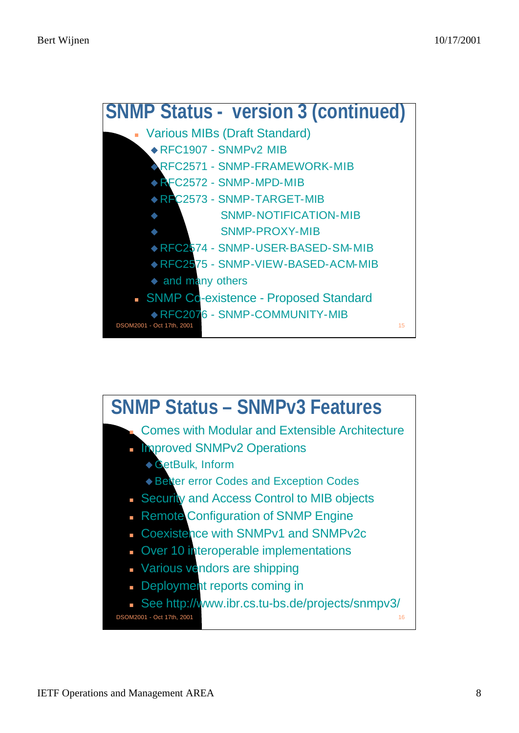## SNMP Status - version 3 (continued)

- Various MIBs (Draft Standard)
  - RFC1907 - SNMPv2 MIB
  - RFC2571 - SNMP-FRAMEWORK-MIB
  - RFC2572 - SNMP-MPD-MIB
  - RFC2573 - SNMP-TARGET-MIB
  - SNMP-NOTIFICATION-MIB
  - SNMP-PROXY-MIB
  - RFC2574 - SNMP-USER-BASED-SM-MIB
  - RFC2575 - SNMP-VIEW-BASED-ACM-MIB
  - and many others
- SNMP Co-existence - Proposed Standard
  - RFC2076 - SNMP-COMMUNITY-MIB

DSOM2001 - Oct 17th, 2001

## SNMP Status – SNMPv3 Features

- Comes with Modular and Extensible Architecture
- Improved SNMPv2 Operations
  - GetBulk, Inform
  - Better error Codes and Exception Codes
- Security and Access Control to MIB objects
- Remote Configuration of SNMP Engine
- Coexistence with SNMPv1 and SNMPv2c
- Over 10 interoperable implementations
- Various vendors are shipping
- Deployment reports coming in
- See http://www.ibr.cs.tu-bs.de/projects/snmpv3/

DSOM2001 - Oct 17th, 2001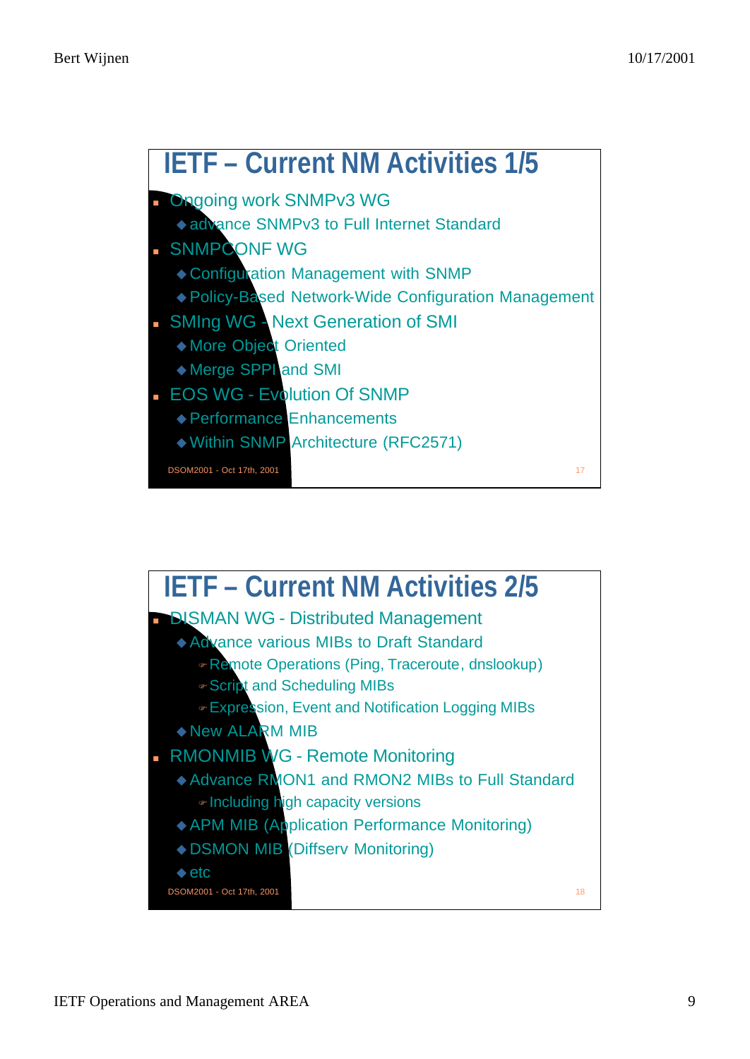## IETF – Current NM Activities 1/5

- Ongoing work SNMPv3 WG
  - advance SNMPv3 to Full Internet Standard
- SNMPCONF WG
  - Configuration Management with SNMP
  - Policy-Based Network-Wide Configuration Management
- SMIng WG - Next Generation of SMI
  - More Object Oriented
  - Merge SPPI and SMI
- EOS WG - Evolution Of SNMP
  - Performance Enhancements
  - Within SNMP Architecture (RFC2571)

DSOM2001 - Oct 17th, 2001

## IETF – Current NM Activities 2/5

- DISMAN WG - Distributed Management
  - Advance various MIBs to Draft Standard
    - Remote Operations (Ping, Traceroute, dnslookup)
    - Script and Scheduling MIBs
    - Expression, Event and Notification Logging MIBs
  - New ALARM MIB
- RMONMIB WG - Remote Monitoring
  - Advance RMON1 and RMON2 MIBs to Full Standard
    - Including high capacity versions
  - APM MIB (Application Performance Monitoring)
  - DSMON MIB (Diffserv Monitoring)
  - etc

DSOM2001 - Oct 17th, 2001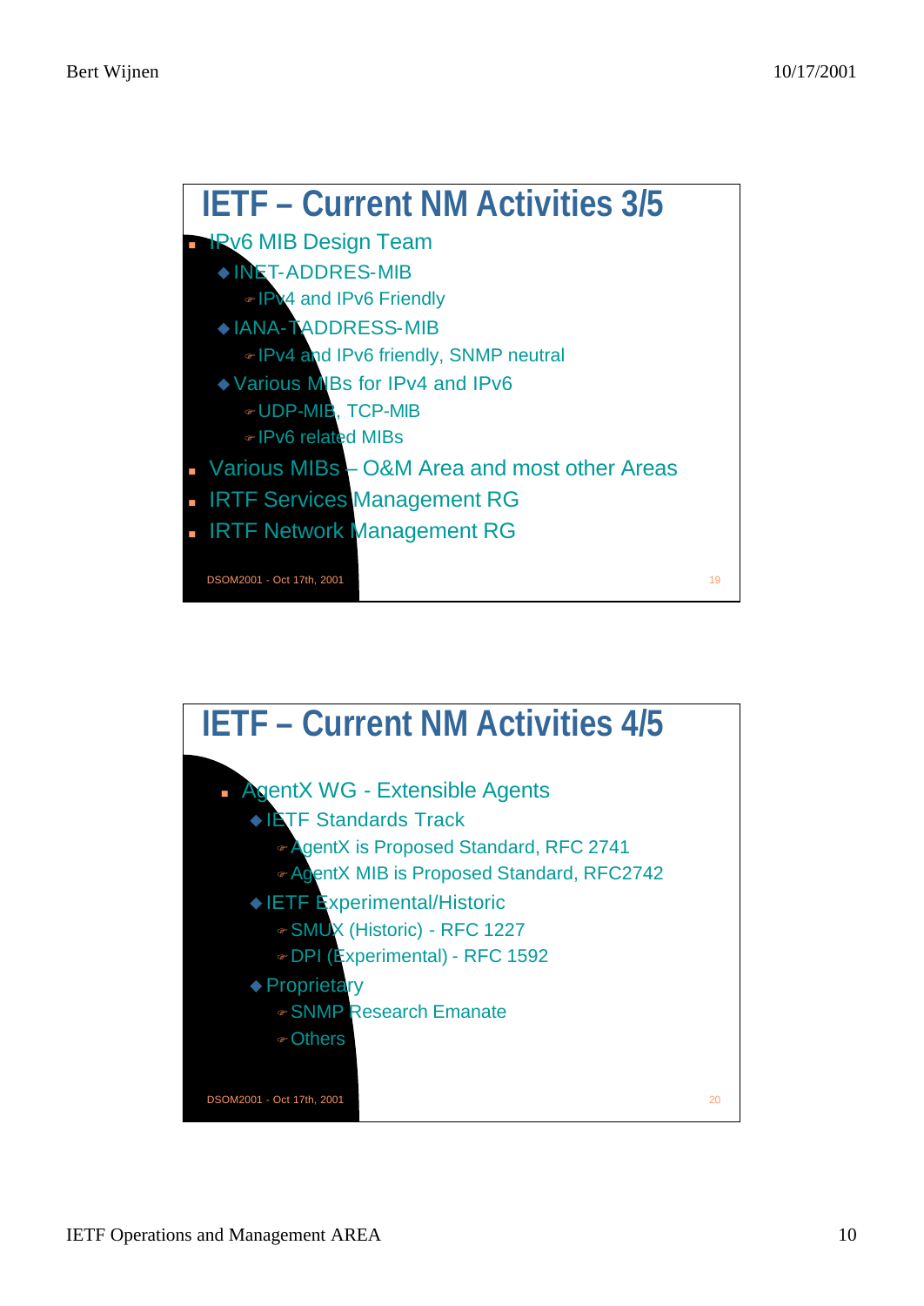## IETF – Current NM Activities 3/5

- IPv6 MIB Design Team
  - INET-ADDRES-MIB
    - IPv4 and IPv6 Friendly
  - IANA-TADDRESS-MIB
    - IPv4 and IPv6 friendly, SNMP neutral
  - Various MIBs for IPv4 and IPv6
    - UDP-MIB, TCP-MIB
    - IPv6 related MIBs
- Various MIBs – O&M Area and most other Areas
- IRTF Services Management RG
- IRTF Network Management RG

DSOM2001 - Oct 17th, 2001

## IETF – Current NM Activities 4/5

- AgentX WG - Extensible Agents
  - IETF Standards Track
    - AgentX is Proposed Standard, RFC 2741
    - AgentX MIB is Proposed Standard, RFC2742
  - IETF Experimental/Historic
    - SMUX (Historic) - RFC 1227
    - DPI (Experimental) - RFC 1592
  - Proprietary
    - SNMP Research Emanate
    - Others

DSOM2001 - Oct 17th, 2001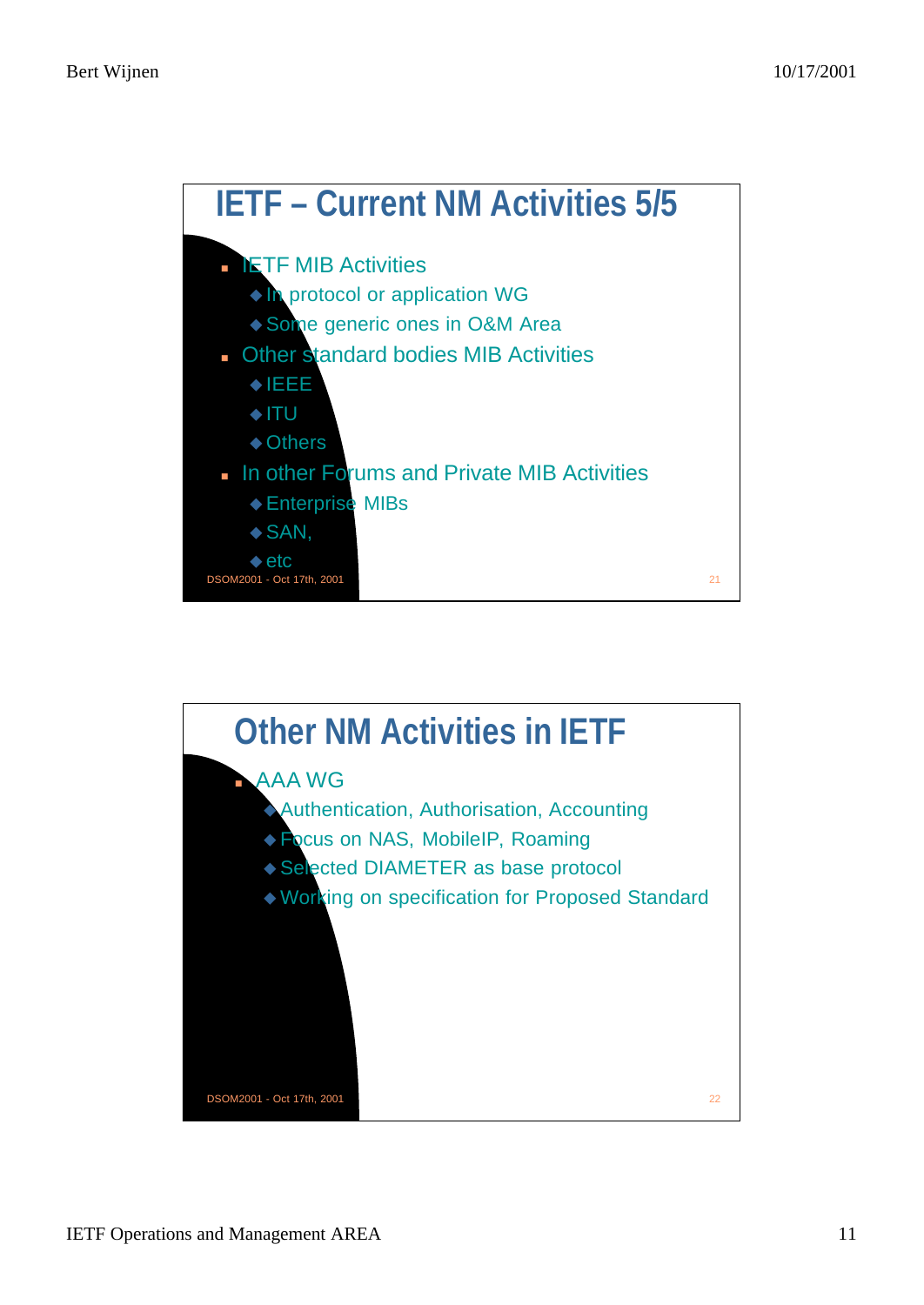## IETF – Current NM Activities 5/5

- IETF MIB Activities
  - In protocol or application WG
  - Some generic ones in O&M Area
- Other standard bodies MIB Activities
  - IEEE
  - ITU
  - Others
- In other Forums and Private MIB Activities
  - Enterprise MIBs
  - SAN,
  - etc

DSOM2001 - Oct 17th, 2001

## Other NM Activities in IETF

- AAA WG
  - Authentication, Authorisation, Accounting
  - Focus on NAS, MobileIP, Roaming
  - Selected DIAMETER as base protocol
  - Working on specification for Proposed Standard

DSOM2001 - Oct 17th, 2001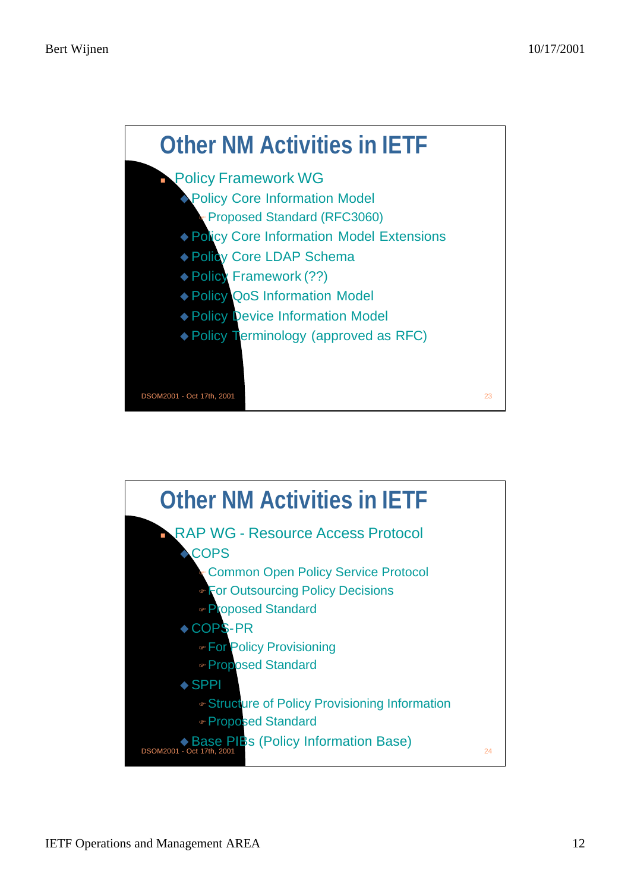## Other NM Activities in IETF

- Policy Framework WG
  - Policy Core Information Model
    - Proposed Standard (RFC3060)
  - Policy Core Information Model Extensions
  - Policy Core LDAP Schema
  - Policy Framework (??)
  - Policy QoS Information Model
  - Policy Device Information Model
  - Policy Terminology (approved as RFC)

DSOM2001 - Oct 17th, 2001

## Other NM Activities in IETF

- RAP WG - Resource Access Protocol
  - COPS
    - Common Open Policy Service Protocol
    - For Outsourcing Policy Decisions
    - Proposed Standard
  - COPS-PR
    - For Policy Provisioning
    - Proposed Standard
  - SPPI
    - Structure of Policy Provisioning Information
    - Proposed Standard
  - Base PIBs (Policy Information Base)

DSOM2001 - Oct 17th, 2001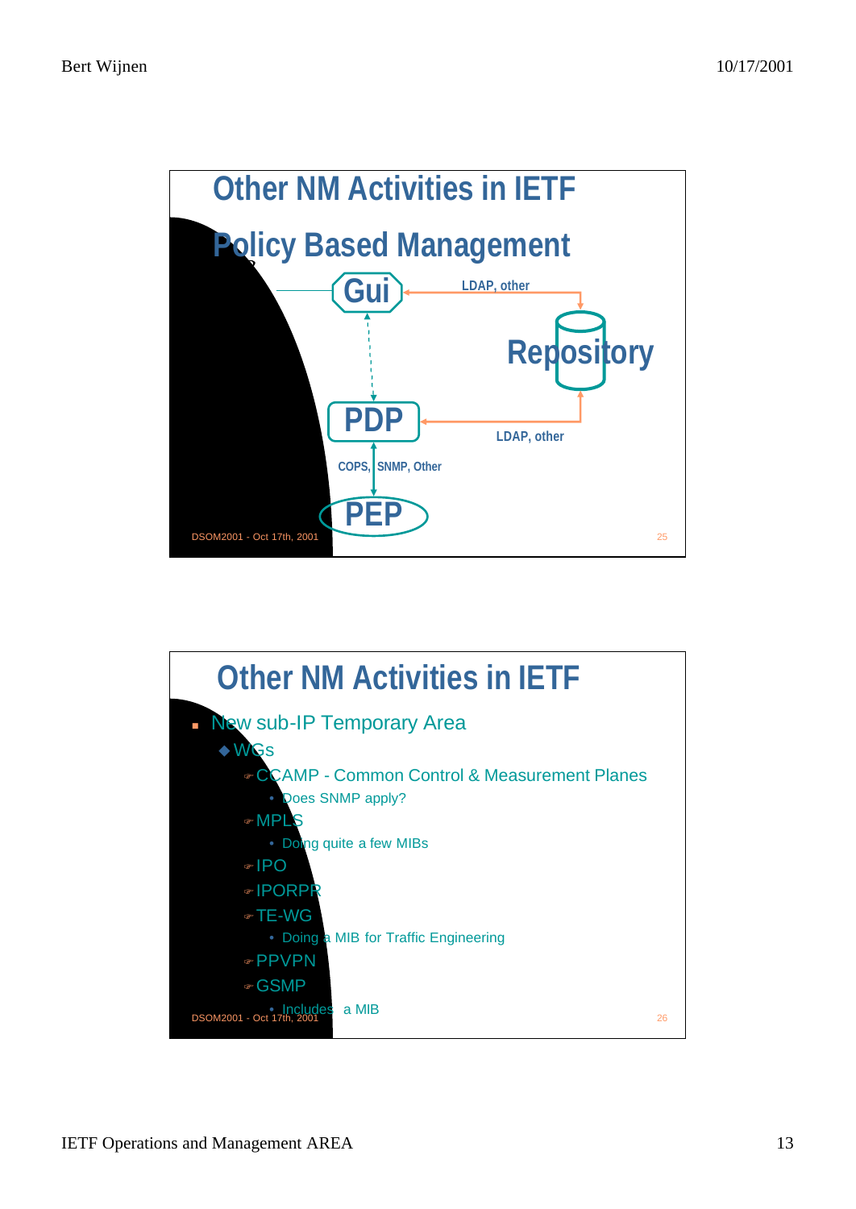## Other NM Activities in IETF

### Policy Based Management

Gui

LDAP, other

Repository

PDP

LDAP, other

COPS, SNMP, Other

PEP

DSOM2001 - Oct 17th, 2001

## Other NM Activities in IETF

- New sub-IP Temporary Area
  - WGs
    - CCAMP - Common Control & Measurement Planes
      - Does SNMP apply?
    - MPLS
      - Doing quite a few MIBs
    - IPO
    - IPORPR
    - TE-WG
      - Doing a MIB for Traffic Engineering
    - PPVPN
    - GSMP
      - Includes a MIB

DSOM2001 - Oct 17th, 2001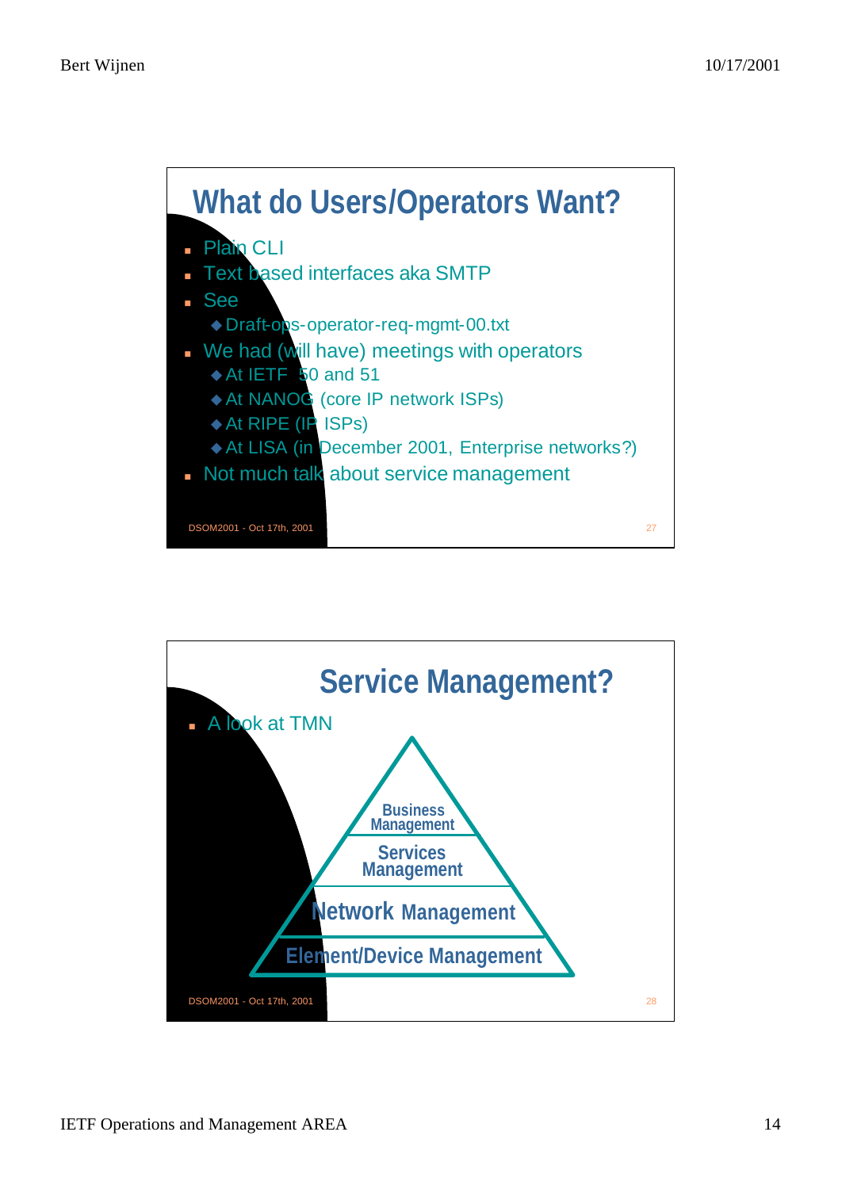## What do Users/Operators Want?

- Plain CLI
- Text based interfaces aka SMTP
- See
  - Draft-ops-operator-req-mgmt-00.txt
- We had (will have) meetings with operators
  - At IETF 50 and 51
  - At NANOG (core IP network ISPs)
  - At RIPE (IP ISPs)
  - At LISA (in December 2001, Enterprise networks?)
- Not much talk about service management

DSOM2001 - Oct 17th, 2001

## Service Management?

- A look at TMN

Business Management

Services Management

Network Management

Element/Device Management

DSOM2001 - Oct 17th, 2001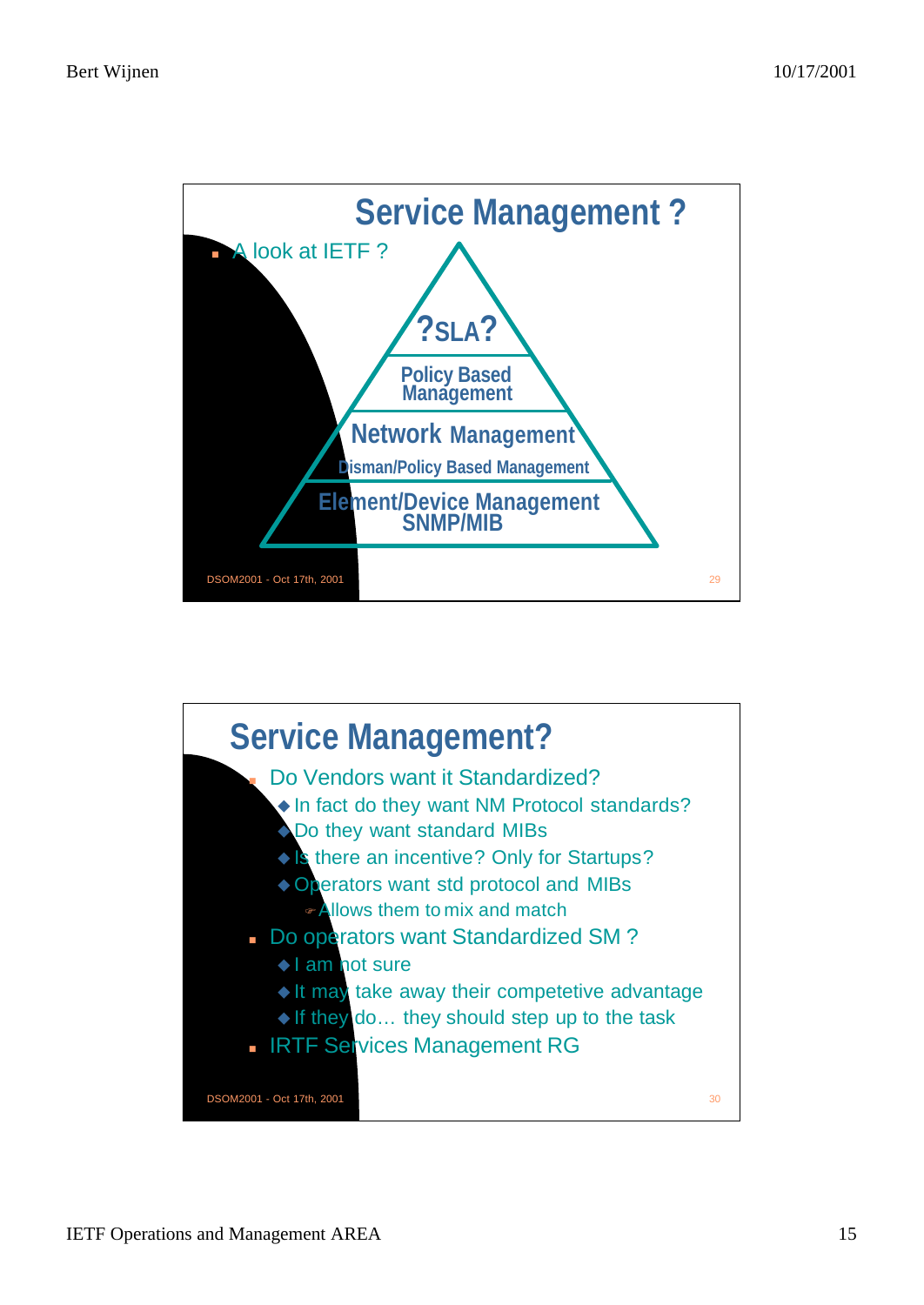## Service Management ?

- A look at IETF ?

?SLA?

Policy Based Management

Network Management

Disman/Policy Based Management

Element/Device Management SNMP/MIB

DSOM2001 - Oct 17th, 2001

29

## Service Management?

- Do Vendors want it Standardized?
  - In fact do they want NM Protocol standards?
  - Do they want standard MIBs
  - Is there an incentive? Only for Startups?
  - Operators want std protocol and MIBs
    - Allows them to mix and match
- Do operators want Standardized SM ?
  - I am not sure
  - It may take away their competetive advantage
  - If they do… they should step up to the task
- IRTF Services Management RG

DSOM2001 - Oct 17th, 2001

30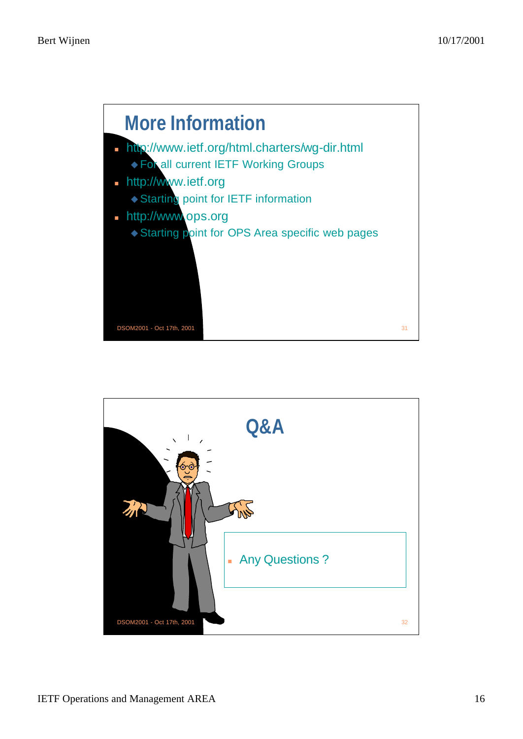## More Information

- http://www.ietf.org/html.charters/wg-dir.html
  - For all current IETF Working Groups
- http://www.ietf.org
  - Starting point for IETF information
- http://www.ops.org
  - Starting point for OPS Area specific web pages

DSOM2001 - Oct 17th, 2001

31

## Q&A

- Any Questions ?

DSOM2001 - Oct 17th, 2001

32